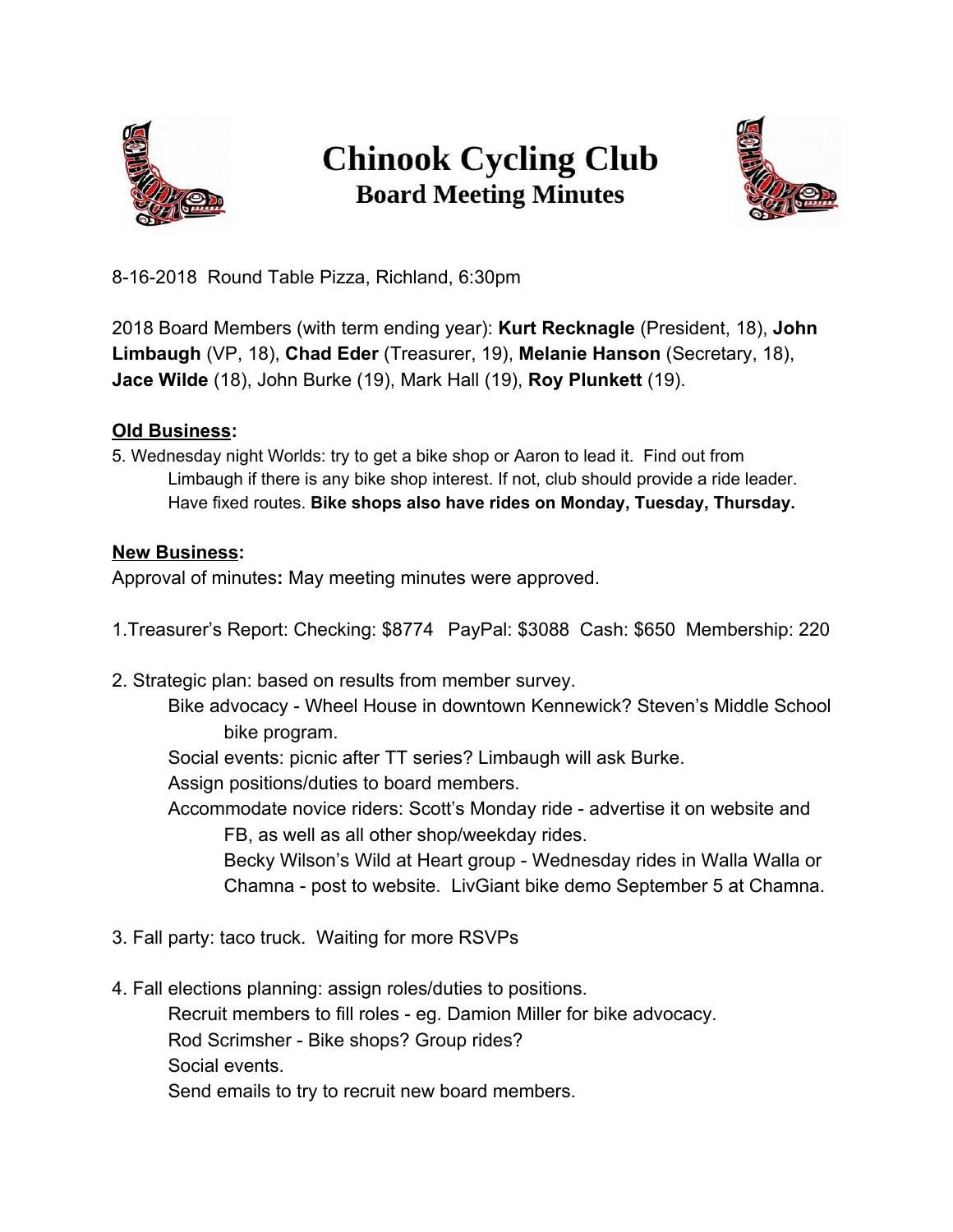# Chinook Cycling Club

## Board Meeting Minutes

8-16-2018 Round Table Pizza, Richland, 6:30pm

2018 Board Members (with term ending year): **Kurt Recknagle** (President, 18), **John Limbaugh** (VP, 18), **Chad Eder** (Treasurer, 19), **Melanie Hanson** (Secretary, 18), **Jace Wilde** (18), John Burke (19), Mark Hall (19), **Roy Plunkett** (19).

**Old Business:**

5. Wednesday night Worlds: try to get a bike shop or Aaron to lead it. Find out from Limbaugh if there is any bike shop interest. If not, club should provide a ride leader. Have fixed routes. **Bike shops also have rides on Monday, Tuesday, Thursday.**

**New Business:**

Approval of minutes**:** May meeting minutes were approved.

1.Treasurer's Report: Checking: $8774 PayPal: $3088 Cash: $650 Membership: 220

2. Strategic plan: based on results from member survey.
   - Bike advocacy - Wheel House in downtown Kennewick? Steven's Middle School bike program.
   - Social events: picnic after TT series? Limbaugh will ask Burke.
   - Assign positions/duties to board members.
   - Accommodate novice riders: Scott's Monday ride - advertise it on website and FB, as well as all other shop/weekday rides.
     - Becky Wilson's Wild at Heart group - Wednesday rides in Walla Walla or Chamna - post to website. LivGiant bike demo September 5 at Chamna.

3. Fall party: taco truck. Waiting for more RSVPs

4. Fall elections planning: assign roles/duties to positions.
   - Recruit members to fill roles - eg. Damion Miller for bike advocacy.
   - Rod Scrimsher - Bike shops? Group rides?
   - Social events.
   - Send emails to try to recruit new board members.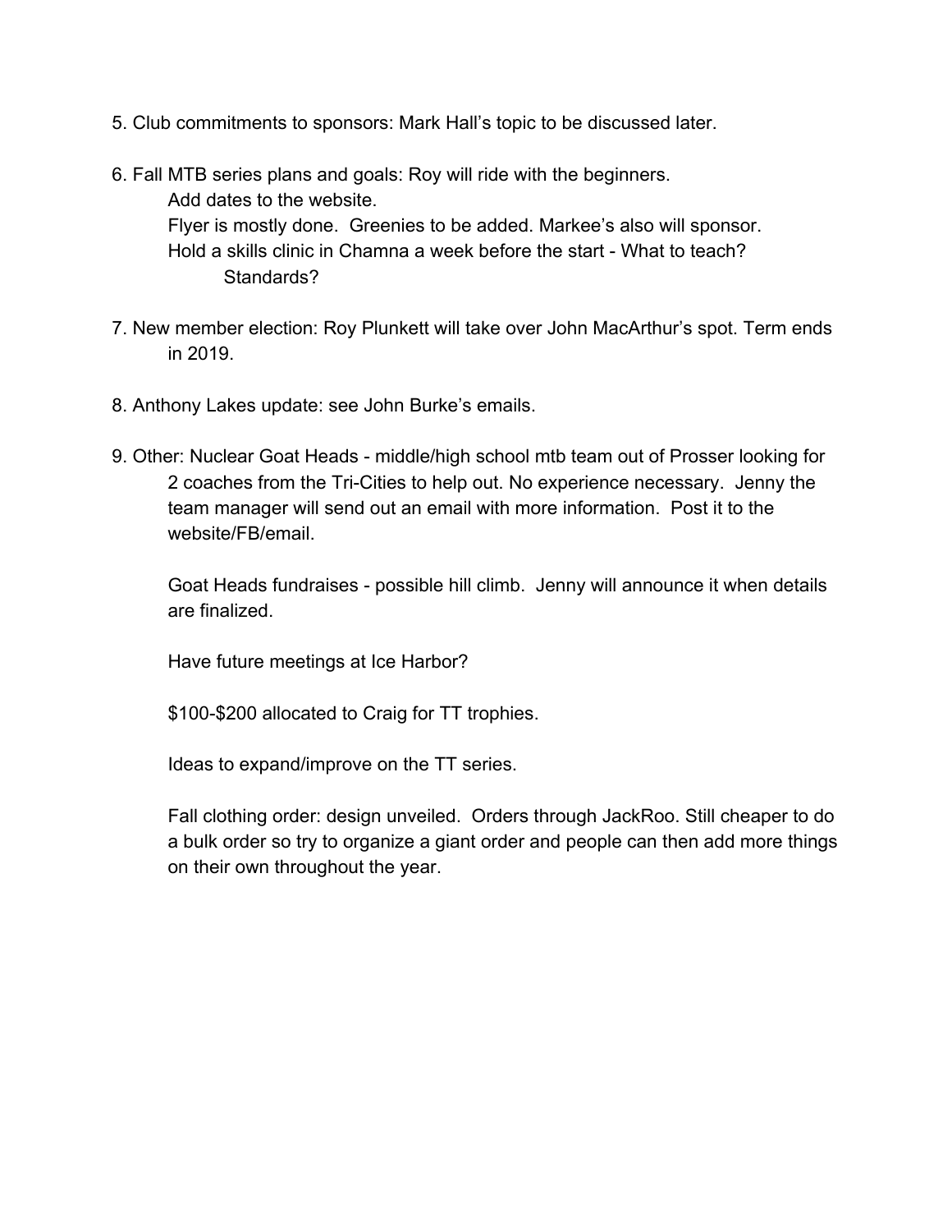5. Club commitments to sponsors: Mark Hall's topic to be discussed later.

6. Fall MTB series plans and goals: Roy will ride with the beginners.
   Add dates to the website.
   Flyer is mostly done. Greenies to be added. Markee's also will sponsor.
   Hold a skills clinic in Chamna a week before the start - What to teach?
      Standards?

7. New member election: Roy Plunkett will take over John MacArthur's spot. Term ends in 2019.

8. Anthony Lakes update: see John Burke's emails.

9. Other: Nuclear Goat Heads - middle/high school mtb team out of Prosser looking for 2 coaches from the Tri-Cities to help out. No experience necessary. Jenny the team manager will send out an email with more information. Post it to the website/FB/email.

   Goat Heads fundraises - possible hill climb. Jenny will announce it when details are finalized.

   Have future meetings at Ice Harbor?

   $100-$200 allocated to Craig for TT trophies.

   Ideas to expand/improve on the TT series.

   Fall clothing order: design unveiled. Orders through JackRoo. Still cheaper to do a bulk order so try to organize a giant order and people can then add more things on their own throughout the year.